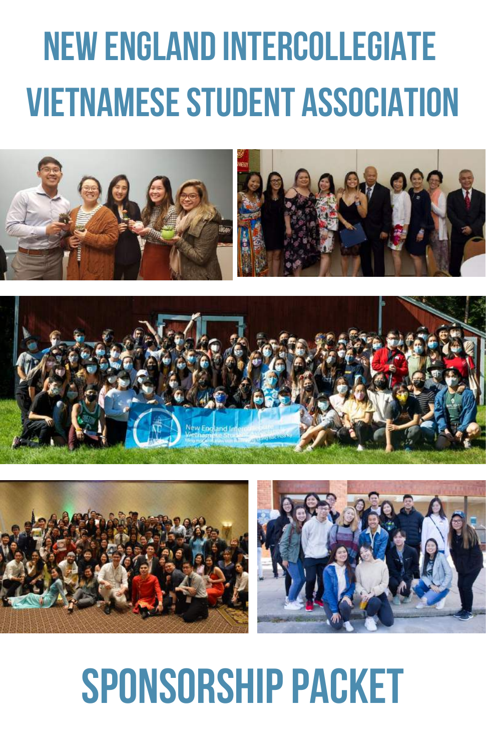# NEW ENGLAND INTERCOLLEGIATE VIETNAMESE STUDENT ASSOCIATION

# SPONSORSHIP PACKET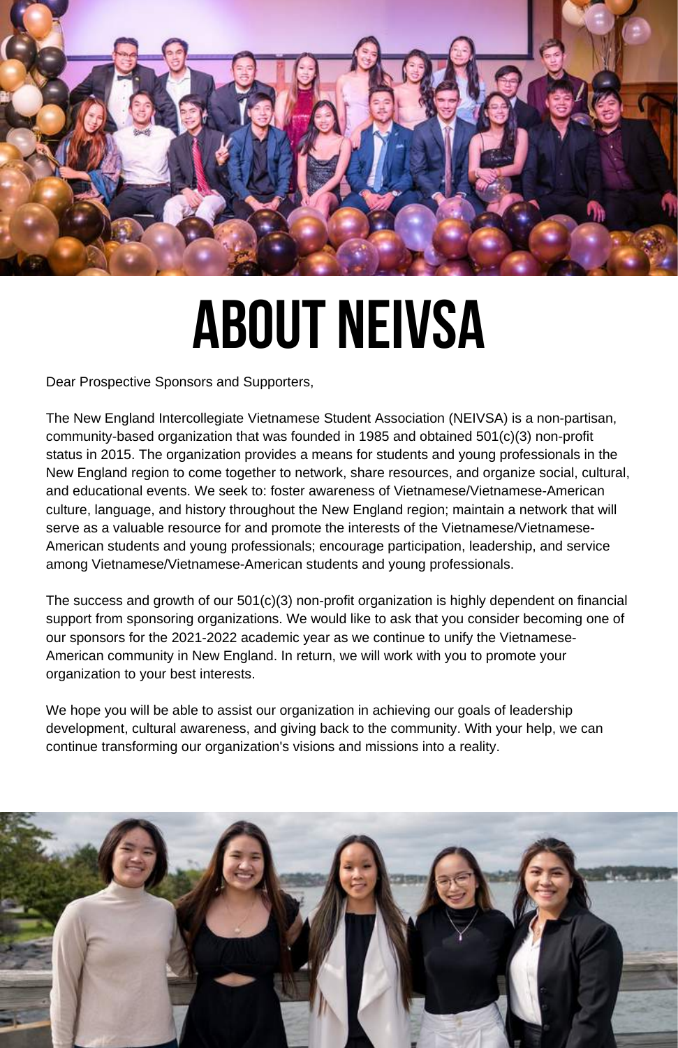# ABOUT NEIVSA

Dear Prospective Sponsors and Supporters,

The New England Intercollegiate Vietnamese Student Association (NEIVSA) is a non-partisan, community-based organization that was founded in 1985 and obtained 501(c)(3) non-profit status in 2015. The organization provides a means for students and young professionals in the New England region to come together to network, share resources, and organize social, cultural, and educational events. We seek to: foster awareness of Vietnamese/Vietnamese-American culture, language, and history throughout the New England region; maintain a network that will serve as a valuable resource for and promote the interests of the Vietnamese/Vietnamese-American students and young professionals; encourage participation, leadership, and service among Vietnamese/Vietnamese-American students and young professionals.

The success and growth of our 501(c)(3) non-profit organization is highly dependent on financial support from sponsoring organizations. We would like to ask that you consider becoming one of our sponsors for the 2021-2022 academic year as we continue to unify the Vietnamese-American community in New England. In return, we will work with you to promote your organization to your best interests.

We hope you will be able to assist our organization in achieving our goals of leadership development, cultural awareness, and giving back to the community. With your help, we can continue transforming our organization's visions and missions into a reality.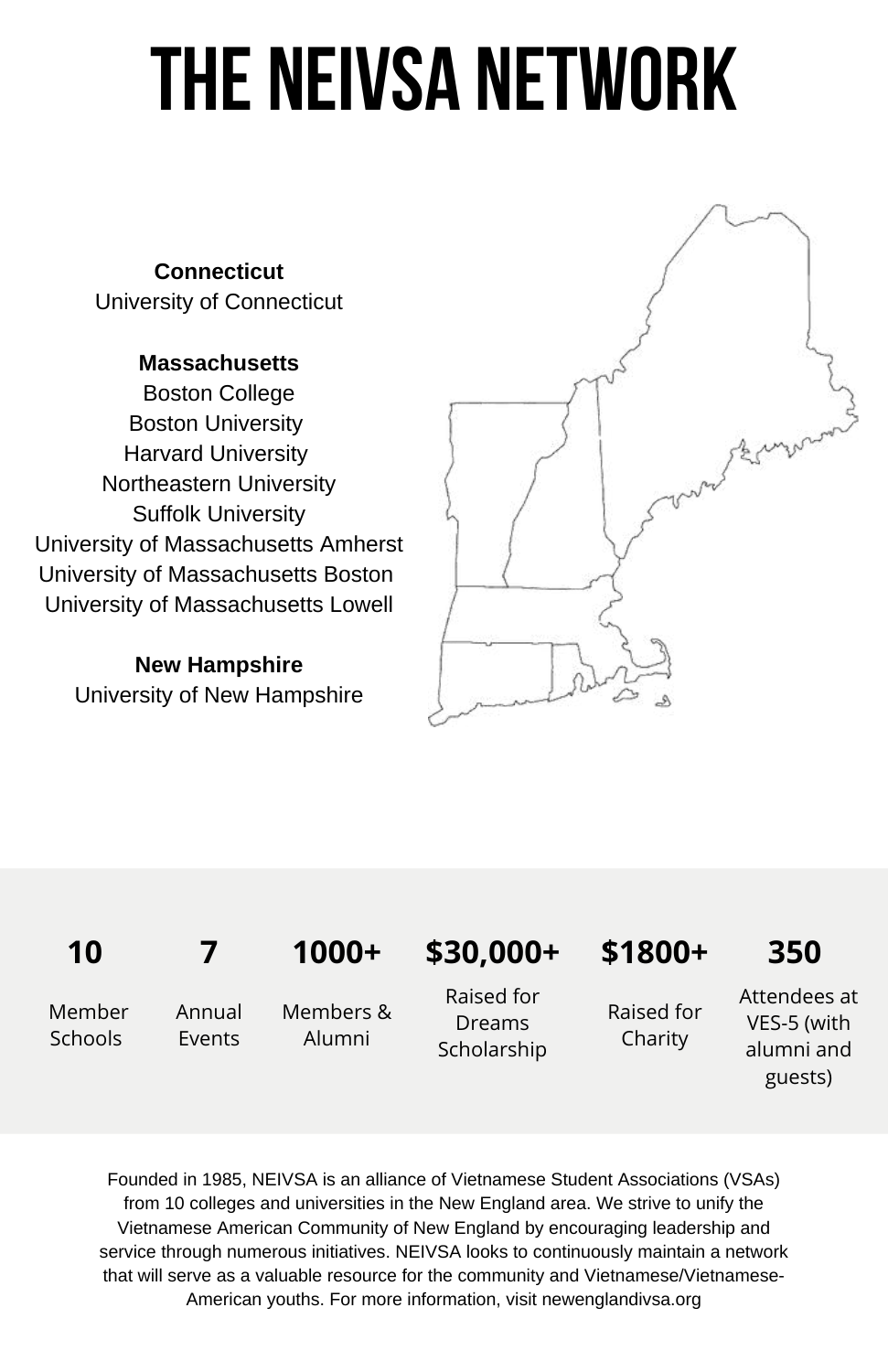# THE NEIVSA NETWORK

**Connecticut**
University of Connecticut

**Massachusetts**
Boston College
Boston University
Harvard University
Northeastern University
Suffolk University
University of Massachusetts Amherst
University of Massachusetts Boston
University of Massachusetts Lowell

**New Hampshire**
University of New Hampshire

| 10 | 7 | 1000+ | $30,000+ | $1800+ | 350 |
|---|---|---|---|---|---|
| Member Schools | Annual Events | Members & Alumni | Raised for Dreams Scholarship | Raised for Charity | Attendees at VES-5 (with alumni and guests) |

Founded in 1985, NEIVSA is an alliance of Vietnamese Student Associations (VSAs) from 10 colleges and universities in the New England area. We strive to unify the Vietnamese American Community of New England by encouraging leadership and service through numerous initiatives. NEIVSA looks to continuously maintain a network that will serve as a valuable resource for the community and Vietnamese/Vietnamese-American youths. For more information, visit newenglandivsa.org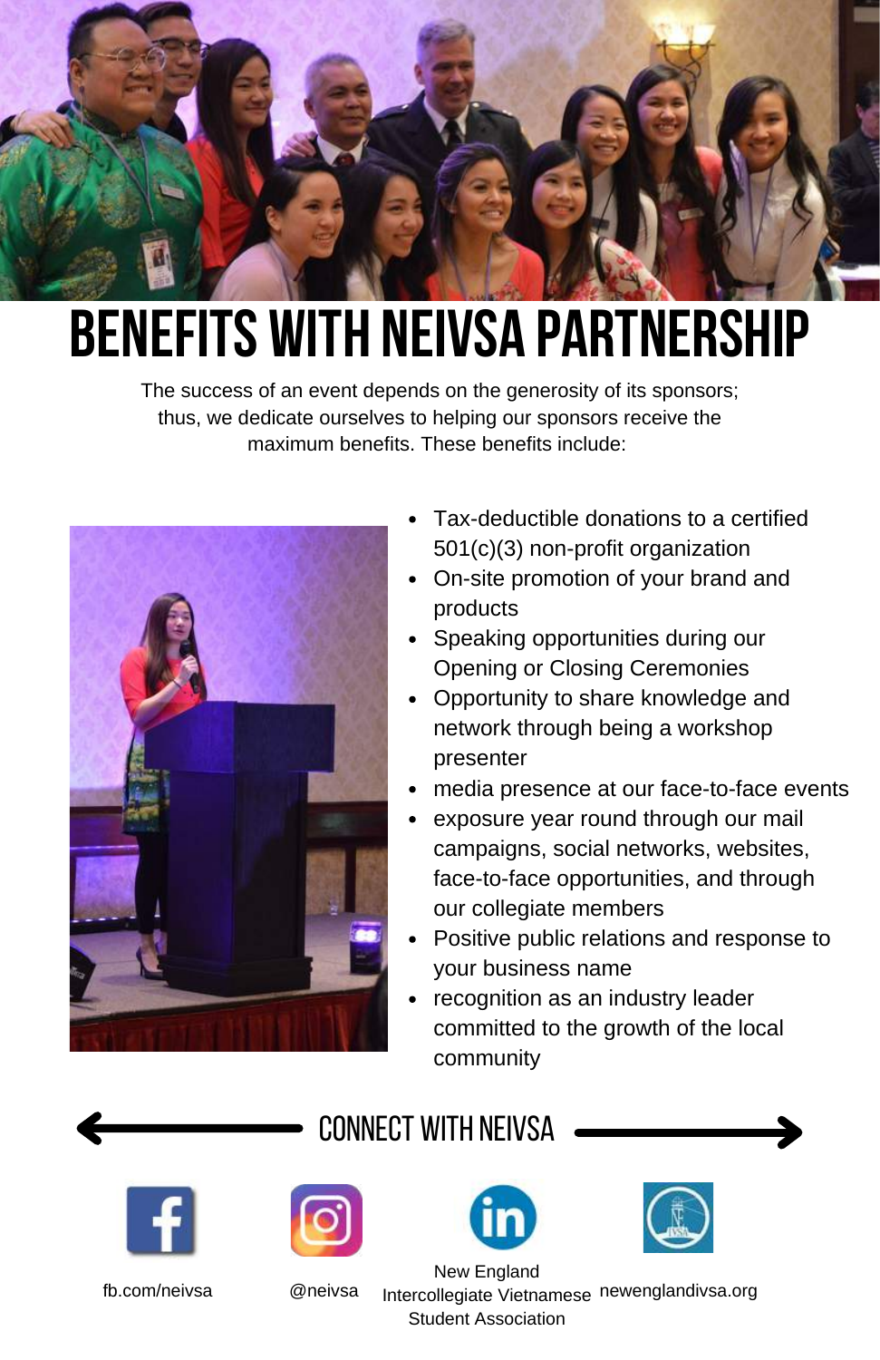# BENEFITS WITH NEIVSA PARTNERSHIP

The success of an event depends on the generosity of its sponsors; thus, we dedicate ourselves to helping our sponsors receive the maximum benefits. These benefits include:

- Tax-deductible donations to a certified 501(c)(3) non-profit organization
- On-site promotion of your brand and products
- Speaking opportunities during our Opening or Closing Ceremonies
- Opportunity to share knowledge and network through being a workshop presenter
- media presence at our face-to-face events
- exposure year round through our mail campaigns, social networks, websites, face-to-face opportunities, and through our collegiate members
- Positive public relations and response to your business name
- recognition as an industry leader committed to the growth of the local community

## CONNECT WITH NEIVSA

fb.com/neivsa

@neivsa

New England Intercollegiate Vietnamese Student Association

newenglandivsa.org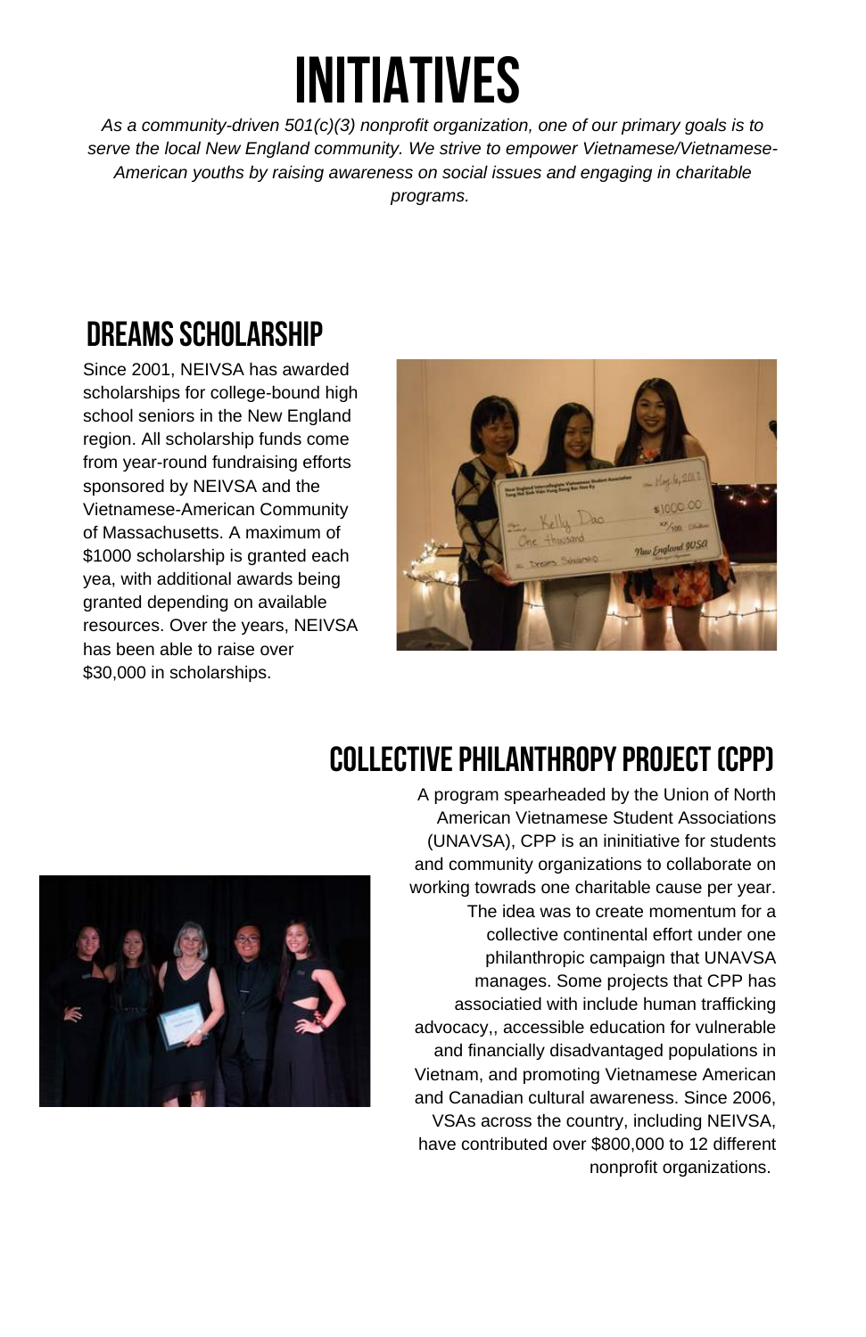# INITIATIVES

*As a community-driven 501(c)(3) nonprofit organization, one of our primary goals is to serve the local New England community. We strive to empower Vietnamese/Vietnamese-American youths by raising awareness on social issues and engaging in charitable programs.*

## DREAMS SCHOLARSHIP

Since 2001, NEIVSA has awarded scholarships for college-bound high school seniors in the New England region. All scholarship funds come from year-round fundraising efforts sponsored by NEIVSA and the Vietnamese-American Community of Massachusetts. A maximum of $1000 scholarship is granted each yea, with additional awards being granted depending on available resources. Over the years, NEIVSA has been able to raise over $30,000 in scholarships.

## COLLECTIVE PHILANTHROPY PROJECT (CPP)

A program spearheaded by the Union of North American Vietnamese Student Associations (UNAVSA), CPP is an ininitiative for students and community organizations to collaborate on working towrads one charitable cause per year. The idea was to create momentum for a collective continental effort under one philanthropic campaign that UNAVSA manages. Some projects that CPP has associatied with include human trafficking advocacy,, accessible education for vulnerable and financially disadvantaged populations in Vietnam, and promoting Vietnamese American and Canadian cultural awareness. Since 2006, VSAs across the country, including NEIVSA, have contributed over $800,000 to 12 different nonprofit organizations.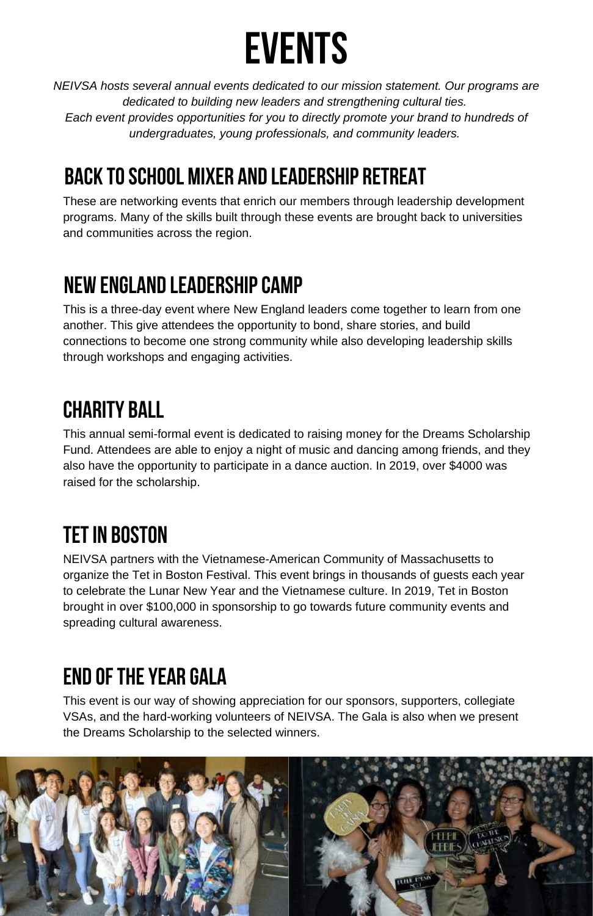# EVENTS

*NEIVSA hosts several annual events dedicated to our mission statement. Our programs are dedicated to building new leaders and strengthening cultural ties.*
*Each event provides opportunities for you to directly promote your brand to hundreds of undergraduates, young professionals, and community leaders.*

## BACK TO SCHOOL MIXER AND LEADERSHIP RETREAT

These are networking events that enrich our members through leadership development programs. Many of the skills built through these events are brought back to universities and communities across the region.

## NEW ENGLAND LEADERSHIP CAMP

This is a three-day event where New England leaders come together to learn from one another. This give attendees the opportunity to bond, share stories, and build connections to become one strong community while also developing leadership skills through workshops and engaging activities.

## CHARITY BALL

This annual semi-formal event is dedicated to raising money for the Dreams Scholarship Fund. Attendees are able to enjoy a night of music and dancing among friends, and they also have the opportunity to participate in a dance auction. In 2019, over $4000 was raised for the scholarship.

## TET IN BOSTON

NEIVSA partners with the Vietnamese-American Community of Massachusetts to organize the Tet in Boston Festival. This event brings in thousands of guests each year to celebrate the Lunar New Year and the Vietnamese culture. In 2019, Tet in Boston brought in over $100,000 in sponsorship to go towards future community events and spreading cultural awareness.

## END OF THE YEAR GALA

This event is our way of showing appreciation for our sponsors, supporters, collegiate VSAs, and the hard-working volunteers of NEIVSA. The Gala is also when we present the Dreams Scholarship to the selected winners.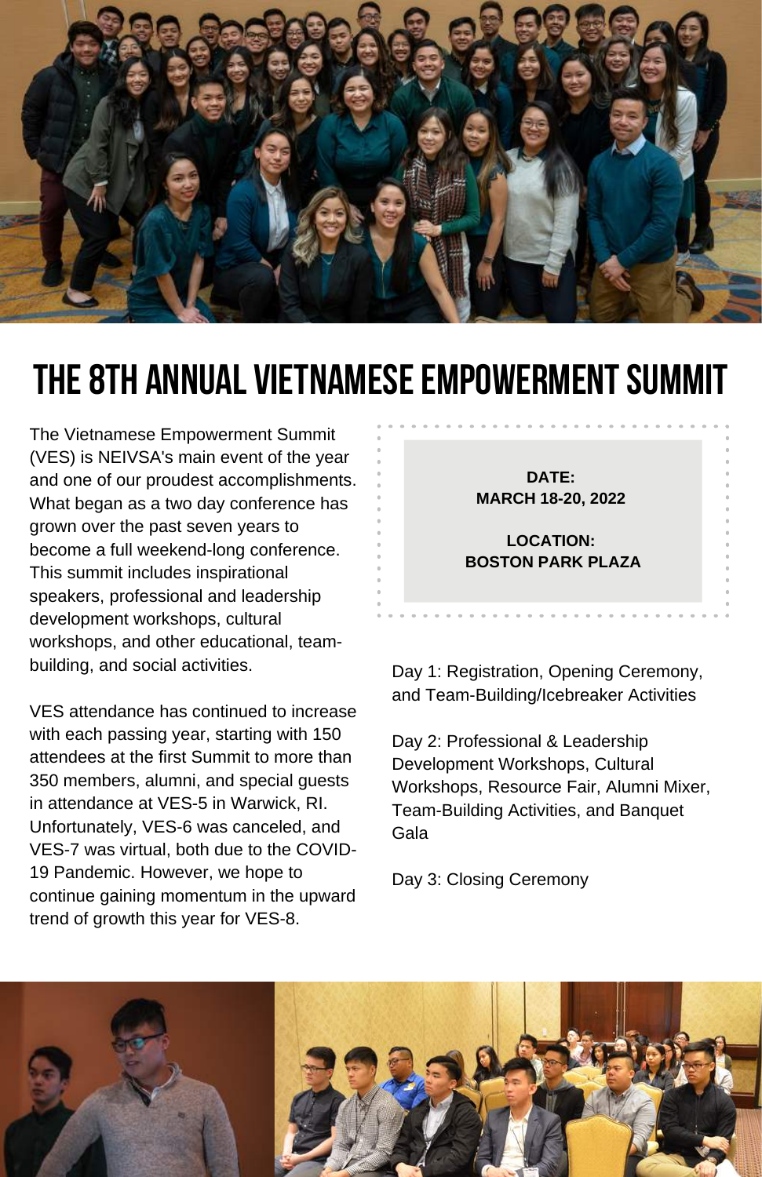# THE 8TH ANNUAL VIETNAMESE EMPOWERMENT SUMMIT

The Vietnamese Empowerment Summit (VES) is NEIVSA's main event of the year and one of our proudest accomplishments. What began as a two day conference has grown over the past seven years to become a full weekend-long conference. This summit includes inspirational speakers, professional and leadership development workshops, cultural workshops, and other educational, team-building, and social activities.

VES attendance has continued to increase with each passing year, starting with 150 attendees at the first Summit to more than 350 members, alumni, and special guests in attendance at VES-5 in Warwick, RI. Unfortunately, VES-6 was canceled, and VES-7 was virtual, both due to the COVID-19 Pandemic. However, we hope to continue gaining momentum in the upward trend of growth this year for VES-8.

**DATE:**
**MARCH 18-20, 2022**

**LOCATION:**
**BOSTON PARK PLAZA**

Day 1: Registration, Opening Ceremony, and Team-Building/Icebreaker Activities

Day 2: Professional & Leadership Development Workshops, Cultural Workshops, Resource Fair, Alumni Mixer, Team-Building Activities, and Banquet Gala

Day 3: Closing Ceremony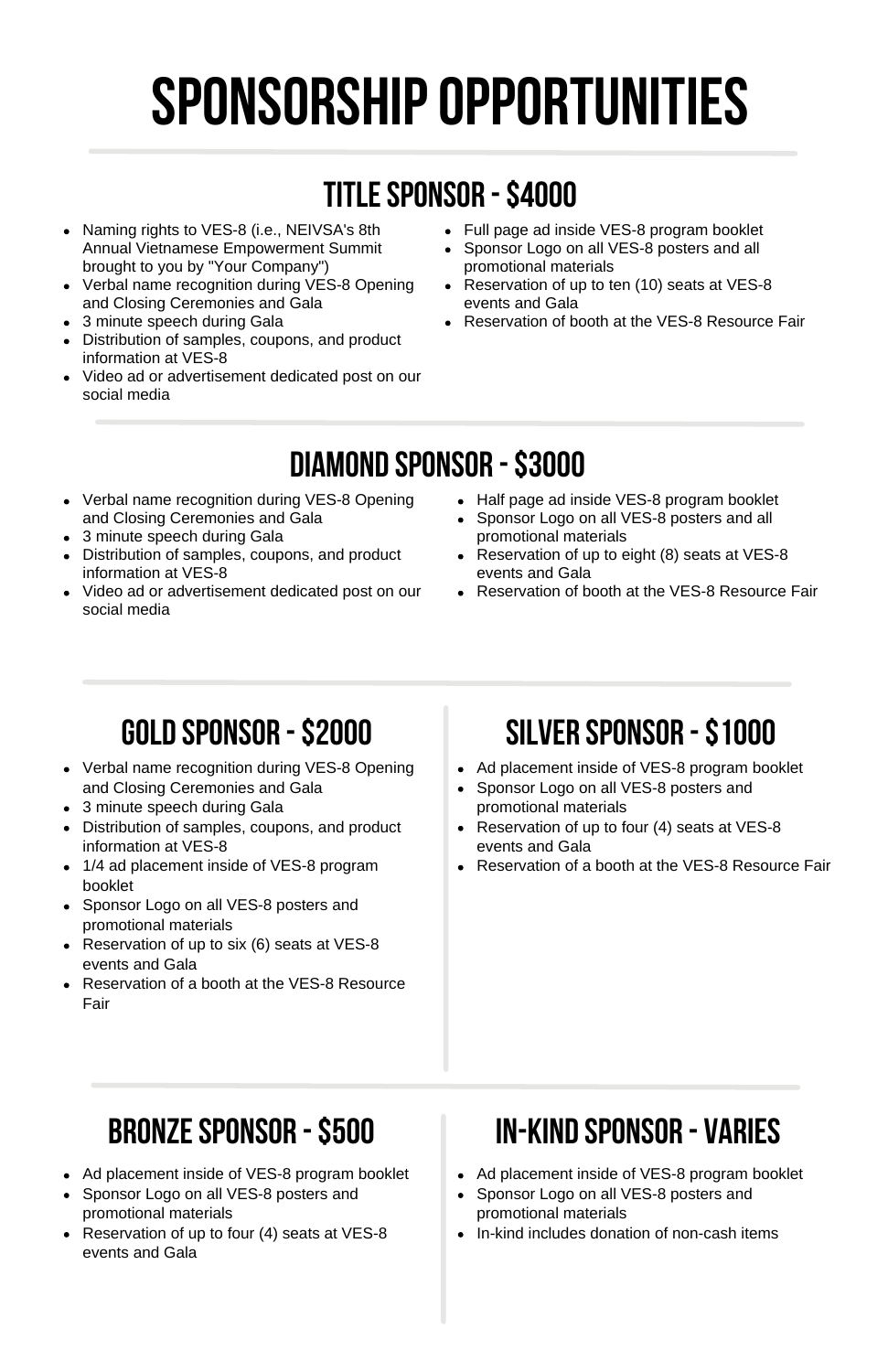# SPONSORSHIP OPPORTUNITIES

## TITLE SPONSOR - $4000

- Naming rights to VES-8 (i.e., NEIVSA's 8th Annual Vietnamese Empowerment Summit brought to you by "Your Company")
- Verbal name recognition during VES-8 Opening and Closing Ceremonies and Gala
- 3 minute speech during Gala
- Distribution of samples, coupons, and product information at VES-8
- Video ad or advertisement dedicated post on our social media
- Full page ad inside VES-8 program booklet
- Sponsor Logo on all VES-8 posters and all promotional materials
- Reservation of up to ten (10) seats at VES-8 events and Gala
- Reservation of booth at the VES-8 Resource Fair

## DIAMOND SPONSOR - $3000

- Verbal name recognition during VES-8 Opening and Closing Ceremonies and Gala
- 3 minute speech during Gala
- Distribution of samples, coupons, and product information at VES-8
- Video ad or advertisement dedicated post on our social media
- Half page ad inside VES-8 program booklet
- Sponsor Logo on all VES-8 posters and all promotional materials
- Reservation of up to eight (8) seats at VES-8 events and Gala
- Reservation of booth at the VES-8 Resource Fair

## GOLD SPONSOR - $2000

- Verbal name recognition during VES-8 Opening and Closing Ceremonies and Gala
- 3 minute speech during Gala
- Distribution of samples, coupons, and product information at VES-8
- 1/4 ad placement inside of VES-8 program booklet
- Sponsor Logo on all VES-8 posters and promotional materials
- Reservation of up to six (6) seats at VES-8 events and Gala
- Reservation of a booth at the VES-8 Resource Fair

## SILVER SPONSOR - $1000

- Ad placement inside of VES-8 program booklet
- Sponsor Logo on all VES-8 posters and promotional materials
- Reservation of up to four (4) seats at VES-8 events and Gala
- Reservation of a booth at the VES-8 Resource Fair

## BRONZE SPONSOR - $500

- Ad placement inside of VES-8 program booklet
- Sponsor Logo on all VES-8 posters and promotional materials
- Reservation of up to four (4) seats at VES-8 events and Gala

## IN-KIND SPONSOR - VARIES

- Ad placement inside of VES-8 program booklet
- Sponsor Logo on all VES-8 posters and promotional materials
- In-kind includes donation of non-cash items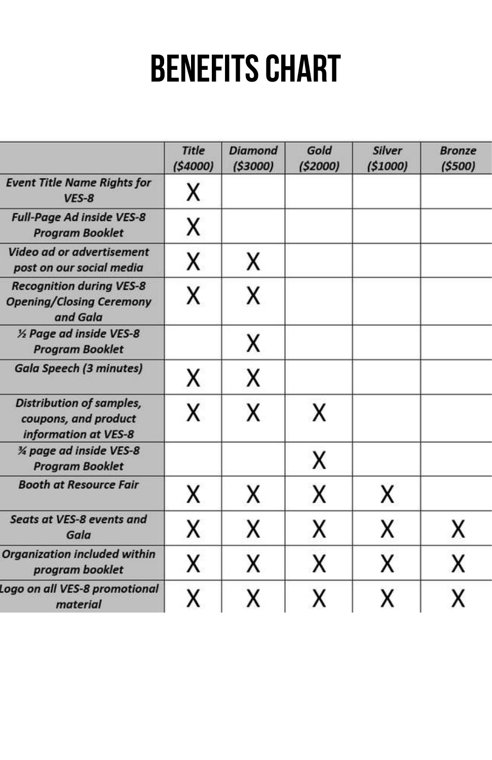# BENEFITS CHART

| | *Title ($4000)* | *Diamond ($3000)* | *Gold ($2000)* | *Silver ($1000)* | *Bronze ($500)* |
|---|---|---|---|---|---|
| ***Event Title Name Rights for VES-8*** | X | | | | |
| ***Full-Page Ad inside VES-8 Program Booklet*** | X | | | | |
| ***Video ad or advertisement post on our social media*** | X | X | | | |
| ***Recognition during VES-8 Opening/Closing Ceremony and Gala*** | X | X | | | |
| ***½ Page ad inside VES-8 Program Booklet*** | | X | | | |
| ***Gala Speech (3 minutes)*** | X | X | | | |
| ***Distribution of samples, coupons, and product information at VES-8*** | X | X | X | | |
| ***¾ page ad inside VES-8 Program Booklet*** | | | X | | |
| ***Booth at Resource Fair*** | X | X | X | X | |
| ***Seats at VES-8 events and Gala*** | X | X | X | X | X |
| ***Organization included within program booklet*** | X | X | X | X | X |
| ***Logo on all VES-8 promotional material*** | X | X | X | X | X |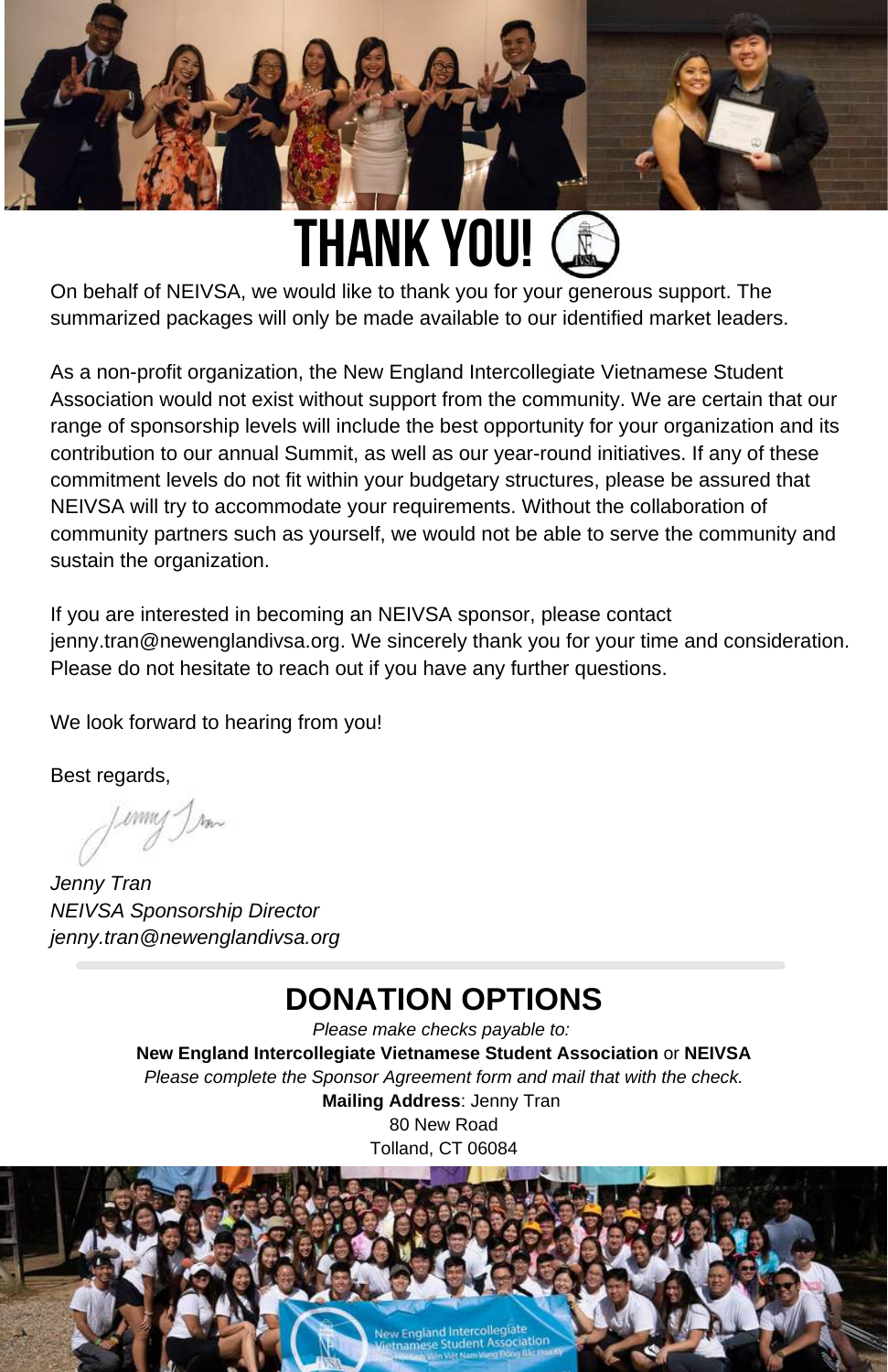# THANK YOU!

On behalf of NEIVSA, we would like to thank you for your generous support. The summarized packages will only be made available to our identified market leaders.

As a non-profit organization, the New England Intercollegiate Vietnamese Student Association would not exist without support from the community. We are certain that our range of sponsorship levels will include the best opportunity for your organization and its contribution to our annual Summit, as well as our year-round initiatives. If any of these commitment levels do not fit within your budgetary structures, please be assured that NEIVSA will try to accommodate your requirements. Without the collaboration of community partners such as yourself, we would not be able to serve the community and sustain the organization.

If you are interested in becoming an NEIVSA sponsor, please contact jenny.tran@newenglandivsa.org. We sincerely thank you for your time and consideration. Please do not hesitate to reach out if you have any further questions.

We look forward to hearing from you!

Best regards,

*Jenny Tran*
*NEIVSA Sponsorship Director*
*jenny.tran@newenglandivsa.org*

---

## DONATION OPTIONS

*Please make checks payable to:*
**New England Intercollegiate Vietnamese Student Association** or **NEIVSA**
*Please complete the Sponsor Agreement form and mail that with the check.*
**Mailing Address**: Jenny Tran
80 New Road
Tolland, CT 06084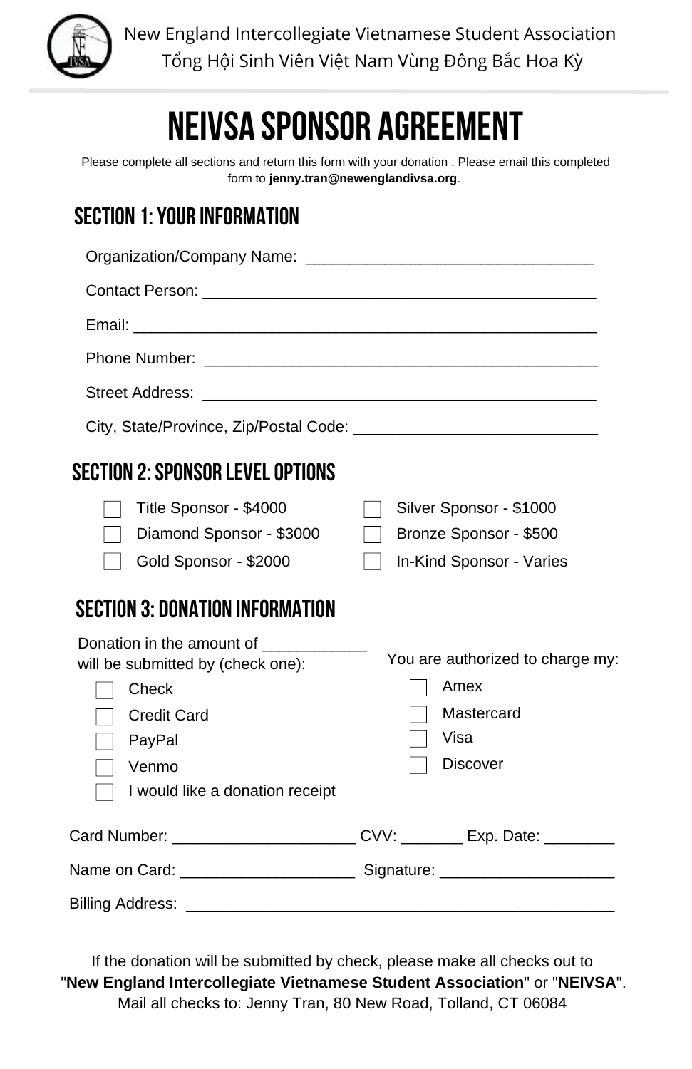New England Intercollegiate Vietnamese Student Association
Tổng Hội Sinh Viên Việt Nam Vùng Đông Bắc Hoa Kỳ

# NEIVSA SPONSOR AGREEMENT

Please complete all sections and return this form with your donation . Please email this completed form to **jenny.tran@newenglandivsa.org**.

## SECTION 1: YOUR INFORMATION

Organization/Company Name: ________________________________

Contact Person: ____________________________________________

Email: ____________________________________________________

Phone Number: ____________________________________________

Street Address: ____________________________________________

City, State/Province, Zip/Postal Code: ____________________________

## SECTION 2: SPONSOR LEVEL OPTIONS

- ☐ Title Sponsor - $4000
- ☐ Diamond Sponsor - $3000
- ☐ Gold Sponsor - $2000
- ☐ Silver Sponsor - $1000
- ☐ Bronze Sponsor - $500
- ☐ In-Kind Sponsor - Varies

## SECTION 3: DONATION INFORMATION

Donation in the amount of ____________ will be submitted by (check one):

- ☐ Check
- ☐ Credit Card
- ☐ PayPal
- ☐ Venmo
- ☐ I would like a donation receipt

You are authorized to charge my:

- ☐ Amex
- ☐ Mastercard
- ☐ Visa
- ☐ Discover

Card Number: ____________________ CVV: _______ Exp. Date: ________

Name on Card: ____________________ Signature: ____________________

Billing Address: __________________________________________________

If the donation will be submitted by check, please make all checks out to "**New England Intercollegiate Vietnamese Student Association**" or "**NEIVSA**".
Mail all checks to: Jenny Tran, 80 New Road, Tolland, CT 06084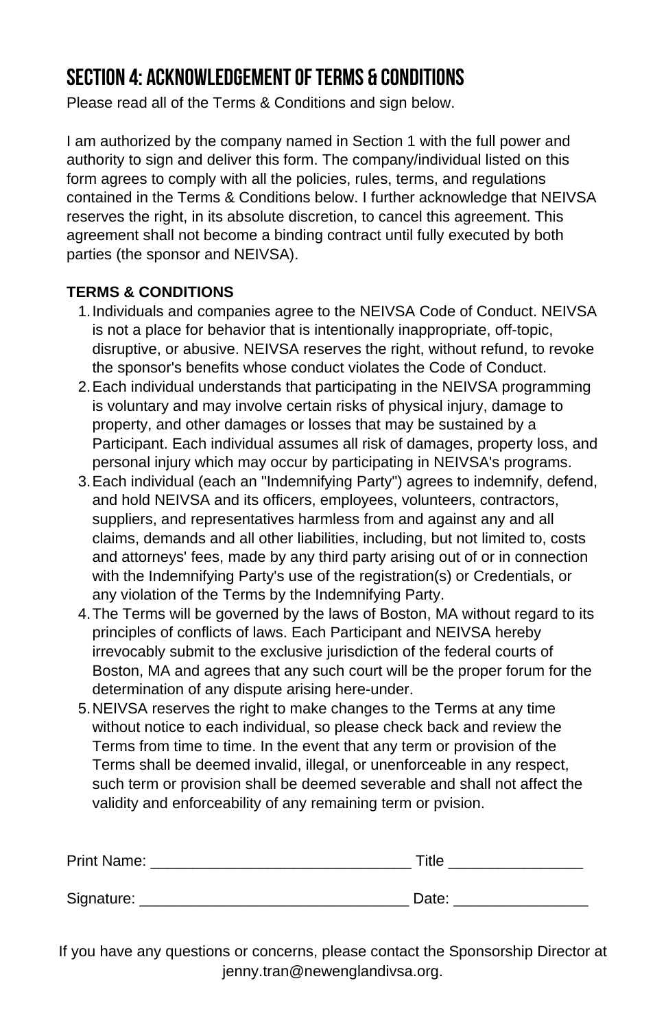# SECTION 4: ACKNOWLEDGEMENT OF TERMS & CONDITIONS

Please read all of the Terms & Conditions and sign below.

I am authorized by the company named in Section 1 with the full power and authority to sign and deliver this form. The company/individual listed on this form agrees to comply with all the policies, rules, terms, and regulations contained in the Terms & Conditions below. I further acknowledge that NEIVSA reserves the right, in its absolute discretion, to cancel this agreement. This agreement shall not become a binding contract until fully executed by both parties (the sponsor and NEIVSA).

**TERMS & CONDITIONS**

1. Individuals and companies agree to the NEIVSA Code of Conduct. NEIVSA is not a place for behavior that is intentionally inappropriate, off-topic, disruptive, or abusive. NEIVSA reserves the right, without refund, to revoke the sponsor's benefits whose conduct violates the Code of Conduct.
2. Each individual understands that participating in the NEIVSA programming is voluntary and may involve certain risks of physical injury, damage to property, and other damages or losses that may be sustained by a Participant. Each individual assumes all risk of damages, property loss, and personal injury which may occur by participating in NEIVSA's programs.
3. Each individual (each an "Indemnifying Party") agrees to indemnify, defend, and hold NEIVSA and its officers, employees, volunteers, contractors, suppliers, and representatives harmless from and against any and all claims, demands and all other liabilities, including, but not limited to, costs and attorneys' fees, made by any third party arising out of or in connection with the Indemnifying Party's use of the registration(s) or Credentials, or any violation of the Terms by the Indemnifying Party.
4. The Terms will be governed by the laws of Boston, MA without regard to its principles of conflicts of laws. Each Participant and NEIVSA hereby irrevocably submit to the exclusive jurisdiction of the federal courts of Boston, MA and agrees that any such court will be the proper forum for the determination of any dispute arising here-under.
5. NEIVSA reserves the right to make changes to the Terms at any time without notice to each individual, so please check back and review the Terms from time to time. In the event that any term or provision of the Terms shall be deemed invalid, illegal, or unenforceable in any respect, such term or provision shall be deemed severable and shall not affect the validity and enforceability of any remaining term or pvision.

Print Name: ______________________________ Title ________________

Signature: _______________________________ Date: ________________

If you have any questions or concerns, please contact the Sponsorship Director at jenny.tran@newenglandivsa.org.